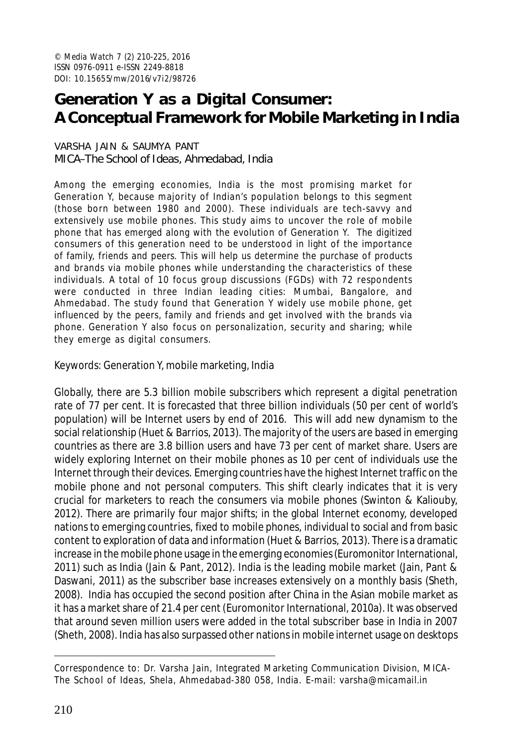© Media Watch 7 (2) 210-225, 2016
ISSN 0976-0911 e-ISSN 2249-8818
DOI: 10.15655/mw/2016/v7i2/98726

# Generation Y as a Digital Consumer: A Conceptual Framework for Mobile Marketing in India

VARSHA JAIN & SAUMYA PANT
MICA–The School of Ideas, Ahmedabad, India

Among the emerging economies, India is the most promising market for Generation Y, because majority of Indian's population belongs to this segment (those born between 1980 and 2000). These individuals are tech-savvy and extensively use mobile phones. This study aims to uncover the role of mobile phone that has emerged along with the evolution of Generation Y. The digitized consumers of this generation need to be understood in light of the importance of family, friends and peers. This will help us determine the purchase of products and brands via mobile phones while understanding the characteristics of these individuals. A total of 10 focus group discussions (FGDs) with 72 respondents were conducted in three Indian leading cities: Mumbai, Bangalore, and Ahmedabad. The study found that Generation Y widely use mobile phone, get influenced by the peers, family and friends and get involved with the brands via phone. Generation Y also focus on personalization, security and sharing; while they emerge as digital consumers.

Keywords: Generation Y, mobile marketing, India

Globally, there are 5.3 billion mobile subscribers which represent a digital penetration rate of 77 per cent. It is forecasted that three billion individuals (50 per cent of world's population) will be Internet users by end of 2016. This will add new dynamism to the social relationship (Huet & Barrios, 2013). The majority of the users are based in emerging countries as there are 3.8 billion users and have 73 per cent of market share. Users are widely exploring Internet on their mobile phones as 10 per cent of individuals use the Internet through their devices. Emerging countries have the highest Internet traffic on the mobile phone and not personal computers. This shift clearly indicates that it is very crucial for marketers to reach the consumers via mobile phones (Swinton & Kaliouby, 2012). There are primarily four major shifts; in the global Internet economy, developed nations to emerging countries, fixed to mobile phones, individual to social and from basic content to exploration of data and information (Huet & Barrios, 2013). There is a dramatic increase in the mobile phone usage in the emerging economies (Euromonitor International, 2011) such as India (Jain & Pant, 2012). India is the leading mobile market (Jain, Pant & Daswani, 2011) as the subscriber base increases extensively on a monthly basis (Sheth, 2008). India has occupied the second position after China in the Asian mobile market as it has a market share of 21.4 per cent (Euromonitor International, 2010a). It was observed that around seven million users were added in the total subscriber base in India in 2007 (Sheth, 2008). India has also surpassed other nations in mobile internet usage on desktops

---

Correspondence to: Dr. Varsha Jain, Integrated Marketing Communication Division, MICA-The School of Ideas, Shela, Ahmedabad-380 058, India. E-mail: varsha@micamail.in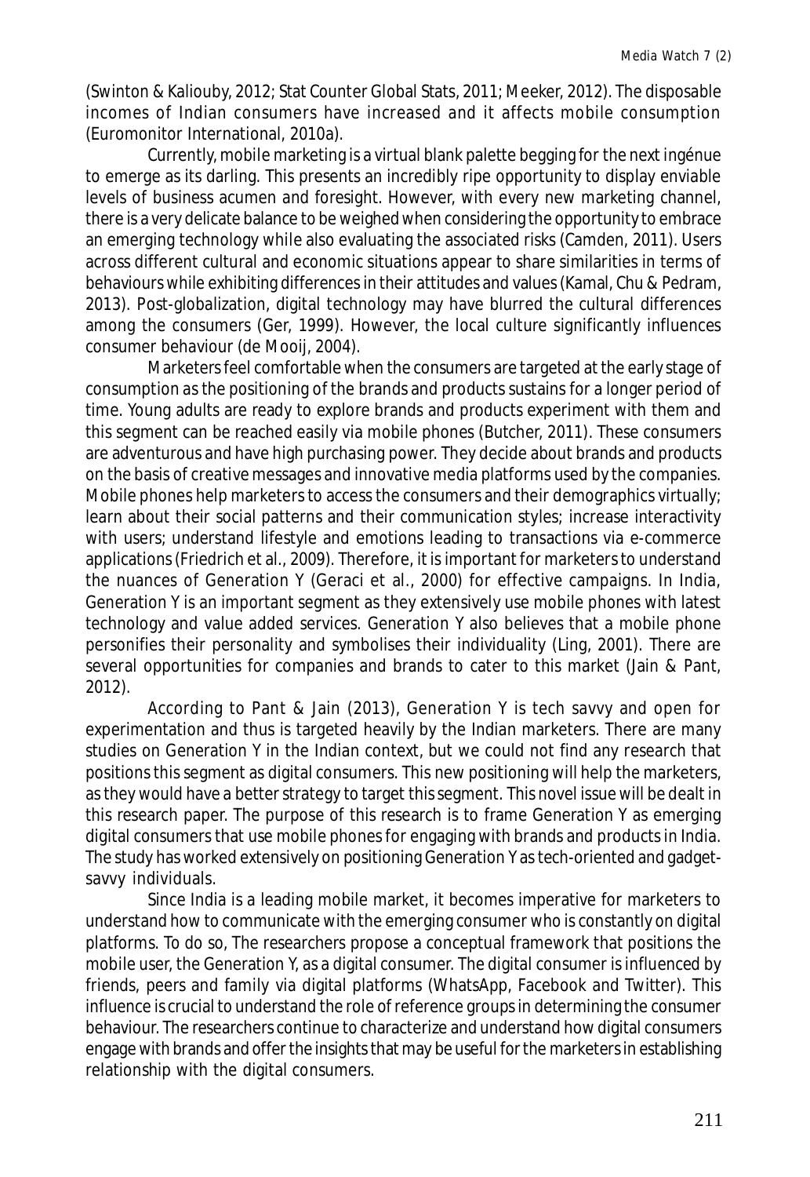(Swinton & Kaliouby, 2012; Stat Counter Global Stats, 2011; Meeker, 2012). The disposable incomes of Indian consumers have increased and it affects mobile consumption (Euromonitor International, 2010a).

Currently, mobile marketing is a virtual blank palette begging for the next ingénue to emerge as its darling. This presents an incredibly ripe opportunity to display enviable levels of business acumen and foresight. However, with every new marketing channel, there is a very delicate balance to be weighed when considering the opportunity to embrace an emerging technology while also evaluating the associated risks (Camden, 2011). Users across different cultural and economic situations appear to share similarities in terms of behaviours while exhibiting differences in their attitudes and values (Kamal, Chu & Pedram, 2013). Post-globalization, digital technology may have blurred the cultural differences among the consumers (Ger, 1999). However, the local culture significantly influences consumer behaviour (de Mooij, 2004).

Marketers feel comfortable when the consumers are targeted at the early stage of consumption as the positioning of the brands and products sustains for a longer period of time. Young adults are ready to explore brands and products experiment with them and this segment can be reached easily via mobile phones (Butcher, 2011). These consumers are adventurous and have high purchasing power. They decide about brands and products on the basis of creative messages and innovative media platforms used by the companies. Mobile phones help marketers to access the consumers and their demographics virtually; learn about their social patterns and their communication styles; increase interactivity with users; understand lifestyle and emotions leading to transactions via e-commerce applications (Friedrich et al., 2009). Therefore, it is important for marketers to understand the nuances of Generation Y (Geraci et al., 2000) for effective campaigns. In India, Generation Y is an important segment as they extensively use mobile phones with latest technology and value added services. Generation Y also believes that a mobile phone personifies their personality and symbolises their individuality (Ling, 2001). There are several opportunities for companies and brands to cater to this market (Jain & Pant, 2012).

According to Pant & Jain (2013), Generation Y is tech savvy and open for experimentation and thus is targeted heavily by the Indian marketers. There are many studies on Generation Y in the Indian context, but we could not find any research that positions this segment as digital consumers. This new positioning will help the marketers, as they would have a better strategy to target this segment. This novel issue will be dealt in this research paper. The purpose of this research is to frame Generation Y as emerging digital consumers that use mobile phones for engaging with brands and products in India. The study has worked extensively on positioning Generation Y as tech-oriented and gadget-savvy individuals.

Since India is a leading mobile market, it becomes imperative for marketers to understand how to communicate with the emerging consumer who is constantly on digital platforms. To do so, The researchers propose a conceptual framework that positions the mobile user, the Generation Y, as a digital consumer. The digital consumer is influenced by friends, peers and family via digital platforms (WhatsApp, Facebook and Twitter). This influence is crucial to understand the role of reference groups in determining the consumer behaviour. The researchers continue to characterize and understand how digital consumers engage with brands and offer the insights that may be useful for the marketers in establishing relationship with the digital consumers.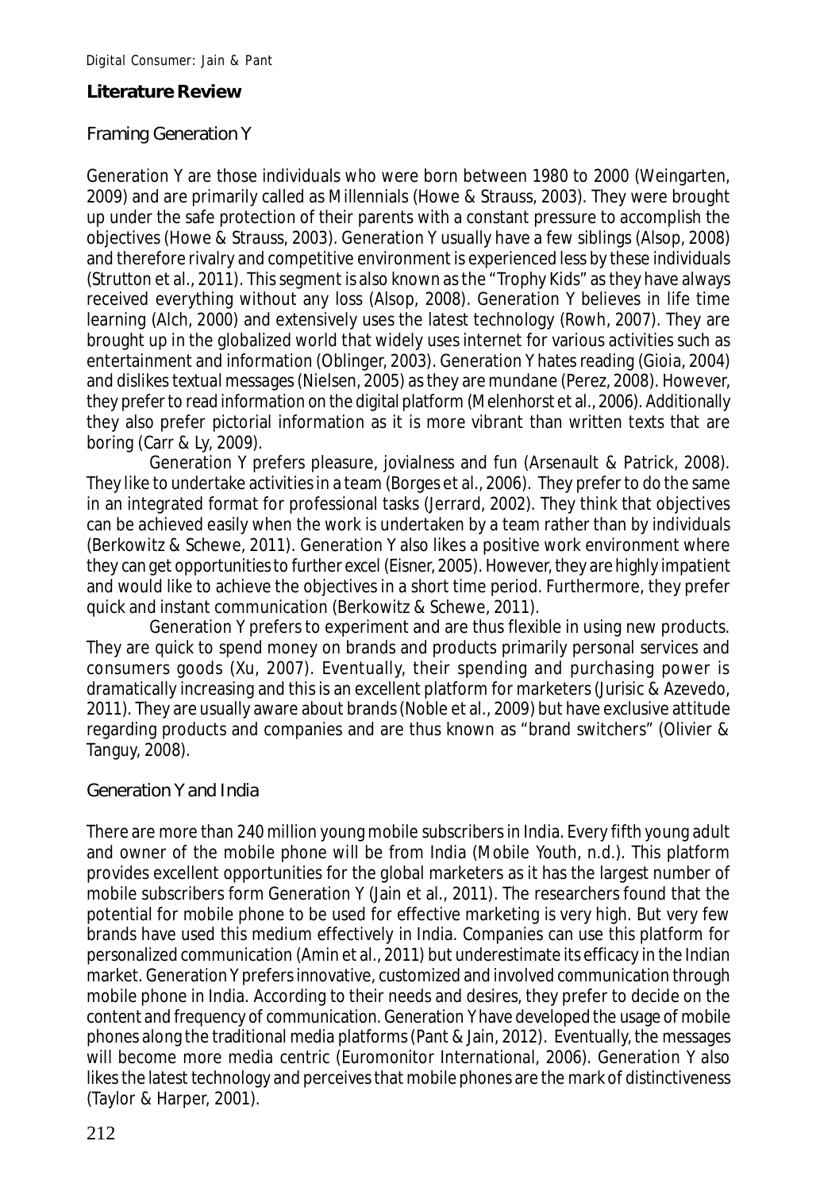## Literature Review

### Framing Generation Y

Generation Y are those individuals who were born between 1980 to 2000 (Weingarten, 2009) and are primarily called as Millennials (Howe & Strauss, 2003). They were brought up under the safe protection of their parents with a constant pressure to accomplish the objectives (Howe & Strauss, 2003). Generation Y usually have a few siblings (Alsop, 2008) and therefore rivalry and competitive environment is experienced less by these individuals (Strutton et al., 2011). This segment is also known as the "Trophy Kids" as they have always received everything without any loss (Alsop, 2008). Generation Y believes in life time learning (Alch, 2000) and extensively uses the latest technology (Rowh, 2007). They are brought up in the globalized world that widely uses internet for various activities such as entertainment and information (Oblinger, 2003). Generation Y hates reading (Gioia, 2004) and dislikes textual messages (Nielsen, 2005) as they are mundane (Perez, 2008). However, they prefer to read information on the digital platform (Melenhorst et al., 2006). Additionally they also prefer pictorial information as it is more vibrant than written texts that are boring (Carr & Ly, 2009).

Generation Y prefers pleasure, jovialness and fun (Arsenault & Patrick, 2008). They like to undertake activities in a team (Borges et al., 2006). They prefer to do the same in an integrated format for professional tasks (Jerrard, 2002). They think that objectives can be achieved easily when the work is undertaken by a team rather than by individuals (Berkowitz & Schewe, 2011). Generation Y also likes a positive work environment where they can get opportunities to further excel (Eisner, 2005). However, they are highly impatient and would like to achieve the objectives in a short time period. Furthermore, they prefer quick and instant communication (Berkowitz & Schewe, 2011).

Generation Y prefers to experiment and are thus flexible in using new products. They are quick to spend money on brands and products primarily personal services and consumers goods (Xu, 2007). Eventually, their spending and purchasing power is dramatically increasing and this is an excellent platform for marketers (Jurisic & Azevedo, 2011). They are usually aware about brands (Noble et al., 2009) but have exclusive attitude regarding products and companies and are thus known as "brand switchers" (Olivier & Tanguy, 2008).

### Generation Y and India

There are more than 240 million young mobile subscribers in India. Every fifth young adult and owner of the mobile phone will be from India (Mobile Youth, n.d.). This platform provides excellent opportunities for the global marketers as it has the largest number of mobile subscribers form Generation Y (Jain et al., 2011). The researchers found that the potential for mobile phone to be used for effective marketing is very high. But very few brands have used this medium effectively in India. Companies can use this platform for personalized communication (Amin et al., 2011) but underestimate its efficacy in the Indian market. Generation Y prefers innovative, customized and involved communication through mobile phone in India. According to their needs and desires, they prefer to decide on the content and frequency of communication. Generation Y have developed the usage of mobile phones along the traditional media platforms (Pant & Jain, 2012). Eventually, the messages will become more media centric (Euromonitor International, 2006). Generation Y also likes the latest technology and perceives that mobile phones are the mark of distinctiveness (Taylor & Harper, 2001).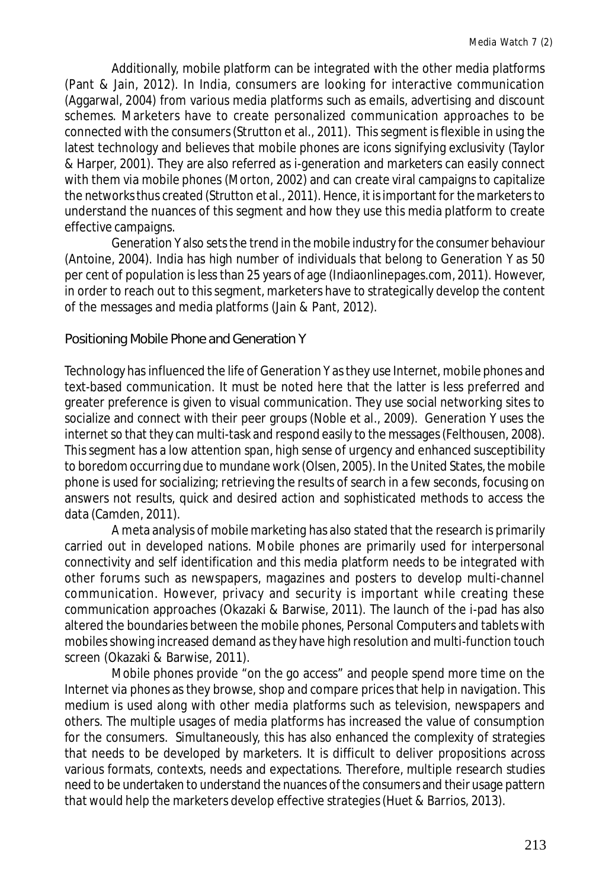Additionally, mobile platform can be integrated with the other media platforms (Pant & Jain, 2012). In India, consumers are looking for interactive communication (Aggarwal, 2004) from various media platforms such as emails, advertising and discount schemes. Marketers have to create personalized communication approaches to be connected with the consumers (Strutton et al., 2011). This segment is flexible in using the latest technology and believes that mobile phones are icons signifying exclusivity (Taylor & Harper, 2001). They are also referred as i-generation and marketers can easily connect with them via mobile phones (Morton, 2002) and can create viral campaigns to capitalize the networks thus created (Strutton et al., 2011). Hence, it is important for the marketers to understand the nuances of this segment and how they use this media platform to create effective campaigns.

Generation Y also sets the trend in the mobile industry for the consumer behaviour (Antoine, 2004). India has high number of individuals that belong to Generation Y as 50 per cent of population is less than 25 years of age (Indiaonlinepages.com, 2011). However, in order to reach out to this segment, marketers have to strategically develop the content of the messages and media platforms (Jain & Pant, 2012).

## Positioning Mobile Phone and Generation Y

Technology has influenced the life of Generation Y as they use Internet, mobile phones and text-based communication. It must be noted here that the latter is less preferred and greater preference is given to visual communication. They use social networking sites to socialize and connect with their peer groups (Noble et al., 2009). Generation Y uses the internet so that they can multi-task and respond easily to the messages (Felthousen, 2008). This segment has a low attention span, high sense of urgency and enhanced susceptibility to boredom occurring due to mundane work (Olsen, 2005). In the United States, the mobile phone is used for socializing; retrieving the results of search in a few seconds, focusing on answers not results, quick and desired action and sophisticated methods to access the data (Camden, 2011).

A meta analysis of mobile marketing has also stated that the research is primarily carried out in developed nations. Mobile phones are primarily used for interpersonal connectivity and self identification and this media platform needs to be integrated with other forums such as newspapers, magazines and posters to develop multi-channel communication. However, privacy and security is important while creating these communication approaches (Okazaki & Barwise, 2011). The launch of the i-pad has also altered the boundaries between the mobile phones, Personal Computers and tablets with mobiles showing increased demand as they have high resolution and multi-function touch screen (Okazaki & Barwise, 2011).

Mobile phones provide "on the go access" and people spend more time on the Internet via phones as they browse, shop and compare prices that help in navigation. This medium is used along with other media platforms such as television, newspapers and others. The multiple usages of media platforms has increased the value of consumption for the consumers. Simultaneously, this has also enhanced the complexity of strategies that needs to be developed by marketers. It is difficult to deliver propositions across various formats, contexts, needs and expectations. Therefore, multiple research studies need to be undertaken to understand the nuances of the consumers and their usage pattern that would help the marketers develop effective strategies (Huet & Barrios, 2013).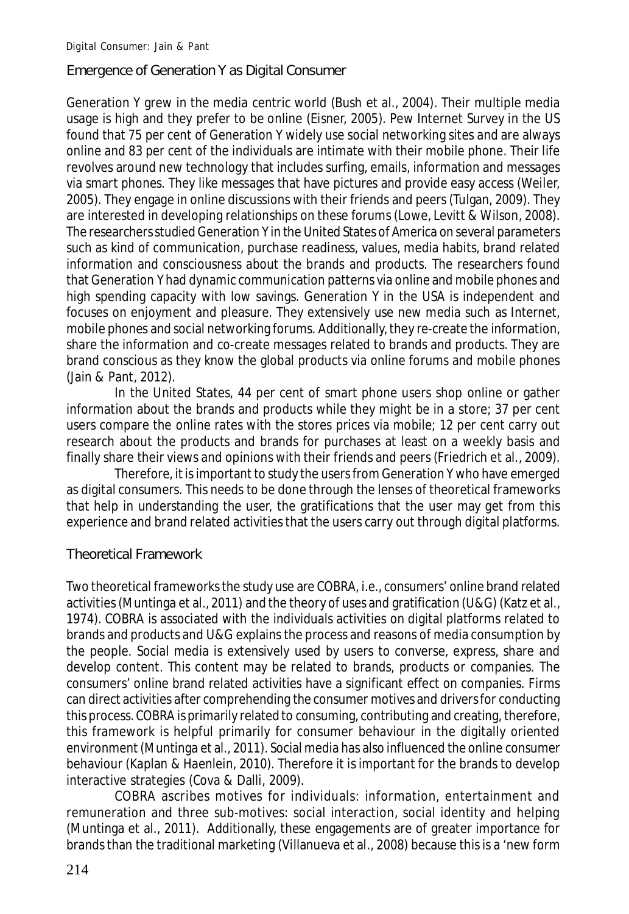## Emergence of Generation Y as Digital Consumer

Generation Y grew in the media centric world (Bush et al., 2004). Their multiple media usage is high and they prefer to be online (Eisner, 2005). Pew Internet Survey in the US found that 75 per cent of Generation Y widely use social networking sites and are always online and 83 per cent of the individuals are intimate with their mobile phone. Their life revolves around new technology that includes surfing, emails, information and messages via smart phones. They like messages that have pictures and provide easy access (Weiler, 2005). They engage in online discussions with their friends and peers (Tulgan, 2009). They are interested in developing relationships on these forums (Lowe, Levitt & Wilson, 2008). The researchers studied Generation Y in the United States of America on several parameters such as kind of communication, purchase readiness, values, media habits, brand related information and consciousness about the brands and products. The researchers found that Generation Y had dynamic communication patterns via online and mobile phones and high spending capacity with low savings. Generation Y in the USA is independent and focuses on enjoyment and pleasure. They extensively use new media such as Internet, mobile phones and social networking forums. Additionally, they re-create the information, share the information and co-create messages related to brands and products. They are brand conscious as they know the global products via online forums and mobile phones (Jain & Pant, 2012).

In the United States, 44 per cent of smart phone users shop online or gather information about the brands and products while they might be in a store; 37 per cent users compare the online rates with the stores prices via mobile; 12 per cent carry out research about the products and brands for purchases at least on a weekly basis and finally share their views and opinions with their friends and peers (Friedrich et al., 2009).

Therefore, it is important to study the users from Generation Y who have emerged as digital consumers. This needs to be done through the lenses of theoretical frameworks that help in understanding the user, the gratifications that the user may get from this experience and brand related activities that the users carry out through digital platforms.

## Theoretical Framework

Two theoretical frameworks the study use are COBRA, i.e., consumers' online brand related activities (Muntinga et al., 2011) and the theory of uses and gratification (U&G) (Katz et al., 1974). COBRA is associated with the individuals activities on digital platforms related to brands and products and U&G explains the process and reasons of media consumption by the people. Social media is extensively used by users to converse, express, share and develop content. This content may be related to brands, products or companies. The consumers' online brand related activities have a significant effect on companies. Firms can direct activities after comprehending the consumer motives and drivers for conducting this process. COBRA is primarily related to consuming, contributing and creating, therefore, this framework is helpful primarily for consumer behaviour in the digitally oriented environment (Muntinga et al., 2011). Social media has also influenced the online consumer behaviour (Kaplan & Haenlein, 2010). Therefore it is important for the brands to develop interactive strategies (Cova & Dalli, 2009).

COBRA ascribes motives for individuals: information, entertainment and remuneration and three sub-motives: social interaction, social identity and helping (Muntinga et al., 2011). Additionally, these engagements are of greater importance for brands than the traditional marketing (Villanueva et al., 2008) because this is a 'new form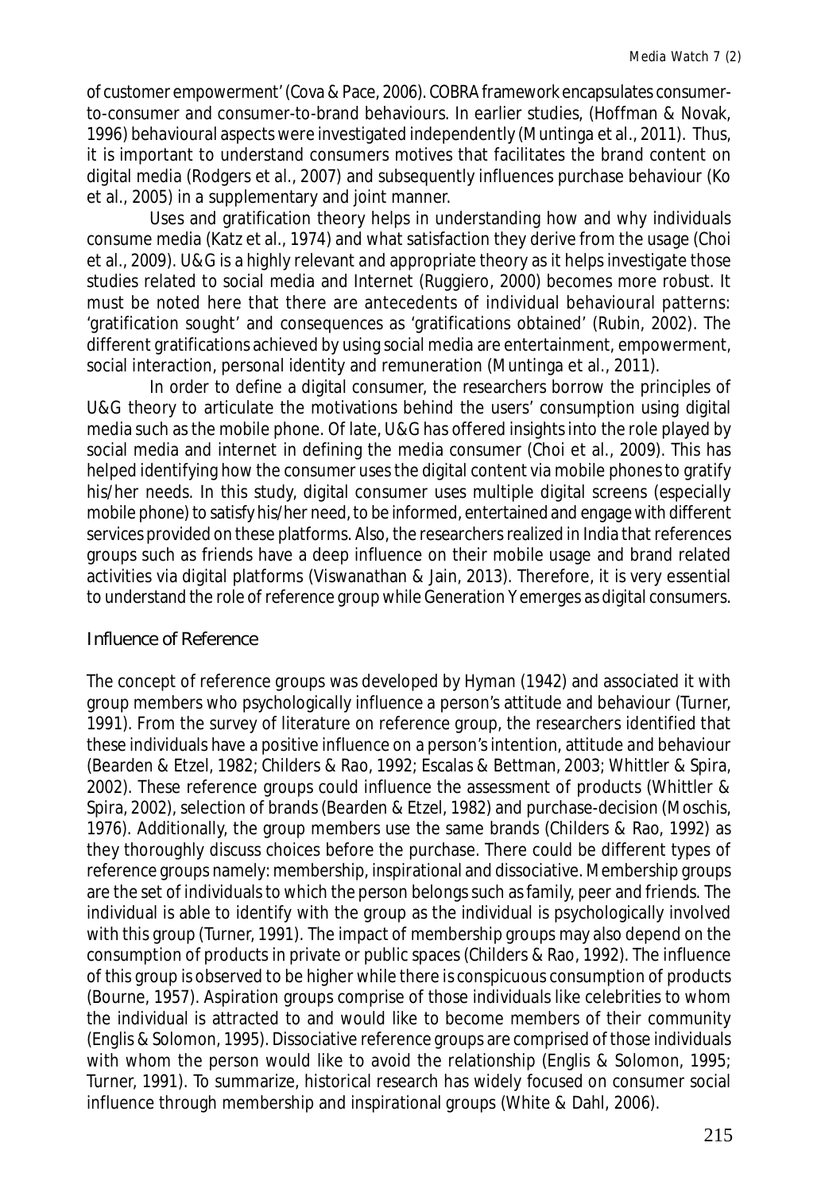of customer empowerment' (Cova & Pace, 2006). COBRA framework encapsulates consumer-to-consumer and consumer-to-brand behaviours. In earlier studies, (Hoffman & Novak, 1996) behavioural aspects were investigated independently (Muntinga et al., 2011). Thus, it is important to understand consumers motives that facilitates the brand content on digital media (Rodgers et al., 2007) and subsequently influences purchase behaviour (Ko et al., 2005) in a supplementary and joint manner.

Uses and gratification theory helps in understanding how and why individuals consume media (Katz et al., 1974) and what satisfaction they derive from the usage (Choi et al., 2009). U&G is a highly relevant and appropriate theory as it helps investigate those studies related to social media and Internet (Ruggiero, 2000) becomes more robust. It must be noted here that there are antecedents of individual behavioural patterns: 'gratification sought' and consequences as 'gratifications obtained' (Rubin, 2002). The different gratifications achieved by using social media are entertainment, empowerment, social interaction, personal identity and remuneration (Muntinga et al., 2011).

In order to define a digital consumer, the researchers borrow the principles of U&G theory to articulate the motivations behind the users' consumption using digital media such as the mobile phone. Of late, U&G has offered insights into the role played by social media and internet in defining the media consumer (Choi et al., 2009). This has helped identifying how the consumer uses the digital content via mobile phones to gratify his/her needs. In this study, digital consumer uses multiple digital screens (especially mobile phone) to satisfy his/her need, to be informed, entertained and engage with different services provided on these platforms. Also, the researchers realized in India that references groups such as friends have a deep influence on their mobile usage and brand related activities via digital platforms (Viswanathan & Jain, 2013). Therefore, it is very essential to understand the role of reference group while Generation Y emerges as digital consumers.

## Influence of Reference

The concept of reference groups was developed by Hyman (1942) and associated it with group members who psychologically influence a person's attitude and behaviour (Turner, 1991). From the survey of literature on reference group, the researchers identified that these individuals have a positive influence on a person's intention, attitude and behaviour (Bearden & Etzel, 1982; Childers & Rao, 1992; Escalas & Bettman, 2003; Whittler & Spira, 2002). These reference groups could influence the assessment of products (Whittler & Spira, 2002), selection of brands (Bearden & Etzel, 1982) and purchase-decision (Moschis, 1976). Additionally, the group members use the same brands (Childers & Rao, 1992) as they thoroughly discuss choices before the purchase. There could be different types of reference groups namely: membership, inspirational and dissociative. Membership groups are the set of individuals to which the person belongs such as family, peer and friends. The individual is able to identify with the group as the individual is psychologically involved with this group (Turner, 1991). The impact of membership groups may also depend on the consumption of products in private or public spaces (Childers & Rao, 1992). The influence of this group is observed to be higher while there is conspicuous consumption of products (Bourne, 1957). Aspiration groups comprise of those individuals like celebrities to whom the individual is attracted to and would like to become members of their community (Englis & Solomon, 1995). Dissociative reference groups are comprised of those individuals with whom the person would like to avoid the relationship (Englis & Solomon, 1995; Turner, 1991). To summarize, historical research has widely focused on consumer social influence through membership and inspirational groups (White & Dahl, 2006).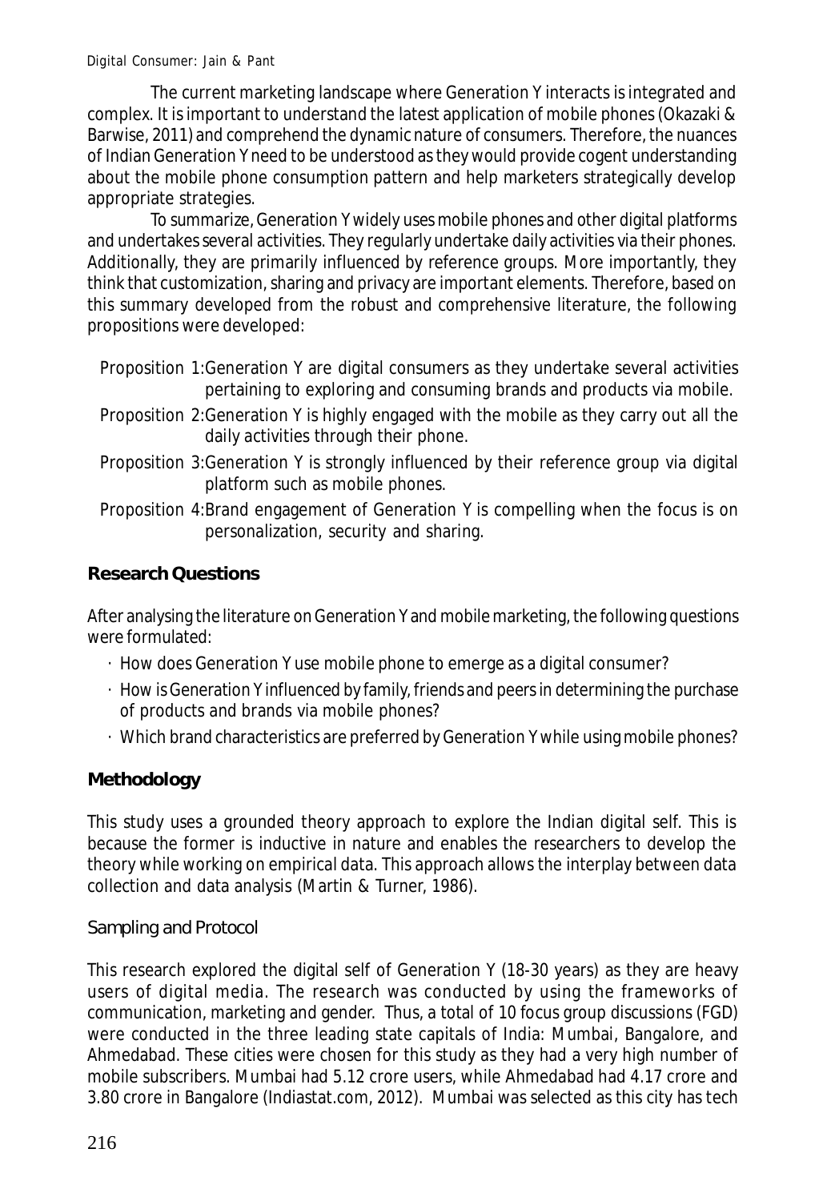The current marketing landscape where Generation Y interacts is integrated and complex. It is important to understand the latest application of mobile phones (Okazaki & Barwise, 2011) and comprehend the dynamic nature of consumers. Therefore, the nuances of Indian Generation Y need to be understood as they would provide cogent understanding about the mobile phone consumption pattern and help marketers strategically develop appropriate strategies.

To summarize, Generation Y widely uses mobile phones and other digital platforms and undertakes several activities. They regularly undertake daily activities via their phones. Additionally, they are primarily influenced by reference groups. More importantly, they think that customization, sharing and privacy are important elements. Therefore, based on this summary developed from the robust and comprehensive literature, the following propositions were developed:

- Proposition 1:Generation Y are digital consumers as they undertake several activities pertaining to exploring and consuming brands and products via mobile.
- Proposition 2:Generation Y is highly engaged with the mobile as they carry out all the daily activities through their phone.
- Proposition 3:Generation Y is strongly influenced by their reference group via digital platform such as mobile phones.
- Proposition 4:Brand engagement of Generation Y is compelling when the focus is on personalization, security and sharing.

## Research Questions

After analysing the literature on Generation Y and mobile marketing, the following questions were formulated:

- How does Generation Y use mobile phone to emerge as a digital consumer?
- How is Generation Y influenced by family, friends and peers in determining the purchase of products and brands via mobile phones?
- Which brand characteristics are preferred by Generation Y while using mobile phones?

## Methodology

This study uses a grounded theory approach to explore the Indian digital self. This is because the former is inductive in nature and enables the researchers to develop the theory while working on empirical data. This approach allows the interplay between data collection and data analysis (Martin & Turner, 1986).

### Sampling and Protocol

This research explored the digital self of Generation Y (18-30 years) as they are heavy users of digital media. The research was conducted by using the frameworks of communication, marketing and gender. Thus, a total of 10 focus group discussions (FGD) were conducted in the three leading state capitals of India: Mumbai, Bangalore, and Ahmedabad. These cities were chosen for this study as they had a very high number of mobile subscribers. Mumbai had 5.12 crore users, while Ahmedabad had 4.17 crore and 3.80 crore in Bangalore (Indiastat.com, 2012). Mumbai was selected as this city has tech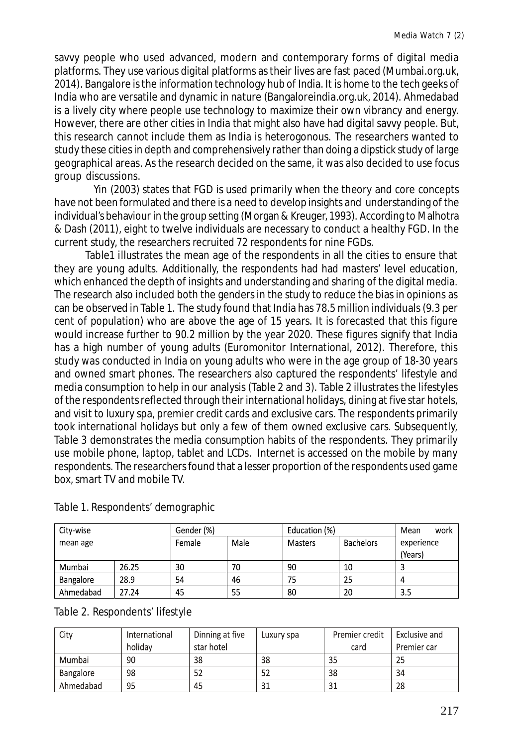savvy people who used advanced, modern and contemporary forms of digital media platforms. They use various digital platforms as their lives are fast paced (Mumbai.org.uk, 2014). Bangalore is the information technology hub of India. It is home to the tech geeks of India who are versatile and dynamic in nature (Bangaloreindia.org.uk, 2014). Ahmedabad is a lively city where people use technology to maximize their own vibrancy and energy. However, there are other cities in India that might also have had digital savvy people. But, this research cannot include them as India is heterogonous. The researchers wanted to study these cities in depth and comprehensively rather than doing a dipstick study of large geographical areas. As the research decided on the same, it was also decided to use focus group discussions.

Yin (2003) states that FGD is used primarily when the theory and core concepts have not been formulated and there is a need to develop insights and understanding of the individual's behaviour in the group setting (Morgan & Kreuger, 1993). According to Malhotra & Dash (2011), eight to twelve individuals are necessary to conduct a healthy FGD. In the current study, the researchers recruited 72 respondents for nine FGDs.

Table1 illustrates the mean age of the respondents in all the cities to ensure that they are young adults. Additionally, the respondents had had masters' level education, which enhanced the depth of insights and understanding and sharing of the digital media. The research also included both the genders in the study to reduce the bias in opinions as can be observed in Table 1. The study found that India has 78.5 million individuals (9.3 per cent of population) who are above the age of 15 years. It is forecasted that this figure would increase further to 90.2 million by the year 2020. These figures signify that India has a high number of young adults (Euromonitor International, 2012). Therefore, this study was conducted in India on young adults who were in the age group of 18-30 years and owned smart phones. The researchers also captured the respondents' lifestyle and media consumption to help in our analysis (Table 2 and 3). Table 2 illustrates the lifestyles of the respondents reflected through their international holidays, dining at five star hotels, and visit to luxury spa, premier credit cards and exclusive cars. The respondents primarily took international holidays but only a few of them owned exclusive cars. Subsequently, Table 3 demonstrates the media consumption habits of the respondents. They primarily use mobile phone, laptop, tablet and LCDs. Internet is accessed on the mobile by many respondents. The researchers found that a lesser proportion of the respondents used game box, smart TV and mobile TV.

Table 1. Respondents' demographic

| City-wise mean age | | Gender (%) | | Education (%) | | Mean work experience (Years) |
|---|---|---|---|---|---|---|
| | | Female | Male | Masters | Bachelors | |
| Mumbai | 26.25 | 30 | 70 | 90 | 10 | 3 |
| Bangalore | 28.9 | 54 | 46 | 75 | 25 | 4 |
| Ahmedabad | 27.24 | 45 | 55 | 80 | 20 | 3.5 |

Table 2. Respondents' lifestyle

| City | International holiday | Dinning at five star hotel | Luxury spa | Premier credit card | Exclusive and Premier car |
|---|---|---|---|---|---|
| Mumbai | 90 | 38 | 38 | 35 | 25 |
| Bangalore | 98 | 52 | 52 | 38 | 34 |
| Ahmedabad | 95 | 45 | 31 | 31 | 28 |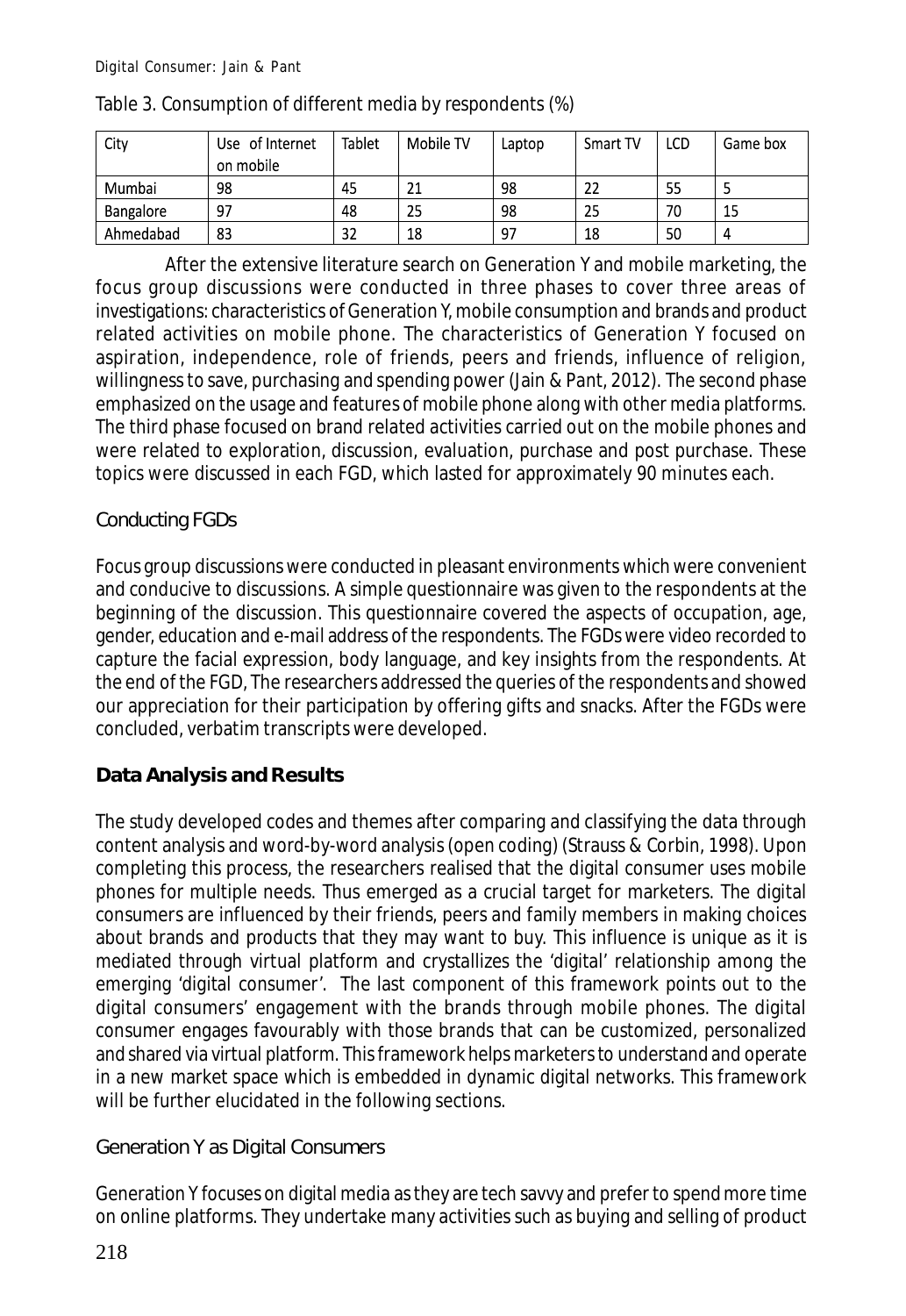Table 3. Consumption of different media by respondents (%)

| City | Use of Internet on mobile | Tablet | Mobile TV | Laptop | Smart TV | LCD | Game box |
|---|---|---|---|---|---|---|---|
| Mumbai | 98 | 45 | 21 | 98 | 22 | 55 | 5 |
| Bangalore | 97 | 48 | 25 | 98 | 25 | 70 | 15 |
| Ahmedabad | 83 | 32 | 18 | 97 | 18 | 50 | 4 |

After the extensive literature search on Generation Y and mobile marketing, the focus group discussions were conducted in three phases to cover three areas of investigations: characteristics of Generation Y, mobile consumption and brands and product related activities on mobile phone. The characteristics of Generation Y focused on aspiration, independence, role of friends, peers and friends, influence of religion, willingness to save, purchasing and spending power (Jain & Pant, 2012). The second phase emphasized on the usage and features of mobile phone along with other media platforms. The third phase focused on brand related activities carried out on the mobile phones and were related to exploration, discussion, evaluation, purchase and post purchase. These topics were discussed in each FGD, which lasted for approximately 90 minutes each.

### Conducting FGDs

Focus group discussions were conducted in pleasant environments which were convenient and conducive to discussions. A simple questionnaire was given to the respondents at the beginning of the discussion. This questionnaire covered the aspects of occupation, age, gender, education and e-mail address of the respondents. The FGDs were video recorded to capture the facial expression, body language, and key insights from the respondents. At the end of the FGD, The researchers addressed the queries of the respondents and showed our appreciation for their participation by offering gifts and snacks. After the FGDs were concluded, verbatim transcripts were developed.

## Data Analysis and Results

The study developed codes and themes after comparing and classifying the data through content analysis and word-by-word analysis (open coding) (Strauss & Corbin, 1998). Upon completing this process, the researchers realised that the digital consumer uses mobile phones for multiple needs. Thus emerged as a crucial target for marketers. The digital consumers are influenced by their friends, peers and family members in making choices about brands and products that they may want to buy. This influence is unique as it is mediated through virtual platform and crystallizes the 'digital' relationship among the emerging 'digital consumer'. The last component of this framework points out to the digital consumers' engagement with the brands through mobile phones. The digital consumer engages favourably with those brands that can be customized, personalized and shared via virtual platform. This framework helps marketers to understand and operate in a new market space which is embedded in dynamic digital networks. This framework will be further elucidated in the following sections.

### Generation Y as Digital Consumers

Generation Y focuses on digital media as they are tech savvy and prefer to spend more time on online platforms. They undertake many activities such as buying and selling of product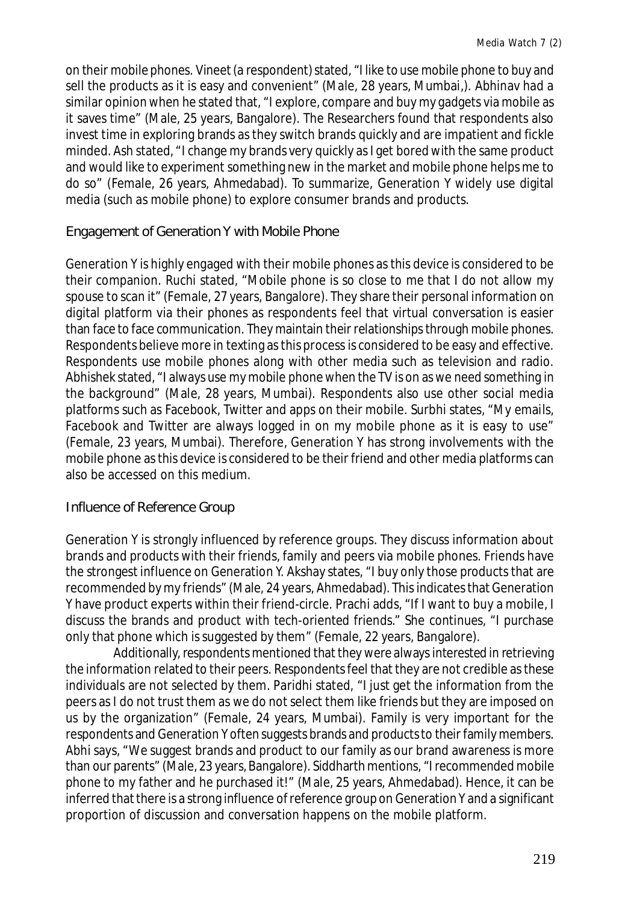on their mobile phones. Vineet (a respondent) stated, "I like to use mobile phone to buy and sell the products as it is easy and convenient" (Male, 28 years, Mumbai,). Abhinav had a similar opinion when he stated that, "I explore, compare and buy my gadgets via mobile as it saves time" (Male, 25 years, Bangalore). The Researchers found that respondents also invest time in exploring brands as they switch brands quickly and are impatient and fickle minded. Ash stated, "I change my brands very quickly as I get bored with the same product and would like to experiment something new in the market and mobile phone helps me to do so" (Female, 26 years, Ahmedabad). To summarize, Generation Y widely use digital media (such as mobile phone) to explore consumer brands and products.

### Engagement of Generation Y with Mobile Phone

Generation Y is highly engaged with their mobile phones as this device is considered to be their companion. Ruchi stated, "Mobile phone is so close to me that I do not allow my spouse to scan it" (Female, 27 years, Bangalore). They share their personal information on digital platform via their phones as respondents feel that virtual conversation is easier than face to face communication. They maintain their relationships through mobile phones. Respondents believe more in texting as this process is considered to be easy and effective. Respondents use mobile phones along with other media such as television and radio. Abhishek stated, "I always use my mobile phone when the TV is on as we need something in the background" (Male, 28 years, Mumbai). Respondents also use other social media platforms such as Facebook, Twitter and apps on their mobile. Surbhi states, "My emails, Facebook and Twitter are always logged in on my mobile phone as it is easy to use" (Female, 23 years, Mumbai). Therefore, Generation Y has strong involvements with the mobile phone as this device is considered to be their friend and other media platforms can also be accessed on this medium.

### Influence of Reference Group

Generation Y is strongly influenced by reference groups. They discuss information about brands and products with their friends, family and peers via mobile phones. Friends have the strongest influence on Generation Y. Akshay states, "I buy only those products that are recommended by my friends" (Male, 24 years, Ahmedabad). This indicates that Generation Y have product experts within their friend-circle. Prachi adds, "If I want to buy a mobile, I discuss the brands and product with tech-oriented friends." She continues, "I purchase only that phone which is suggested by them" (Female, 22 years, Bangalore).

Additionally, respondents mentioned that they were always interested in retrieving the information related to their peers. Respondents feel that they are not credible as these individuals are not selected by them. Paridhi stated, "I just get the information from the peers as I do not trust them as we do not select them like friends but they are imposed on us by the organization" (Female, 24 years, Mumbai). Family is very important for the respondents and Generation Y often suggests brands and products to their family members. Abhi says, "We suggest brands and product to our family as our brand awareness is more than our parents" (Male, 23 years, Bangalore). Siddharth mentions, "I recommended mobile phone to my father and he purchased it!" (Male, 25 years, Ahmedabad). Hence, it can be inferred that there is a strong influence of reference group on Generation Y and a significant proportion of discussion and conversation happens on the mobile platform.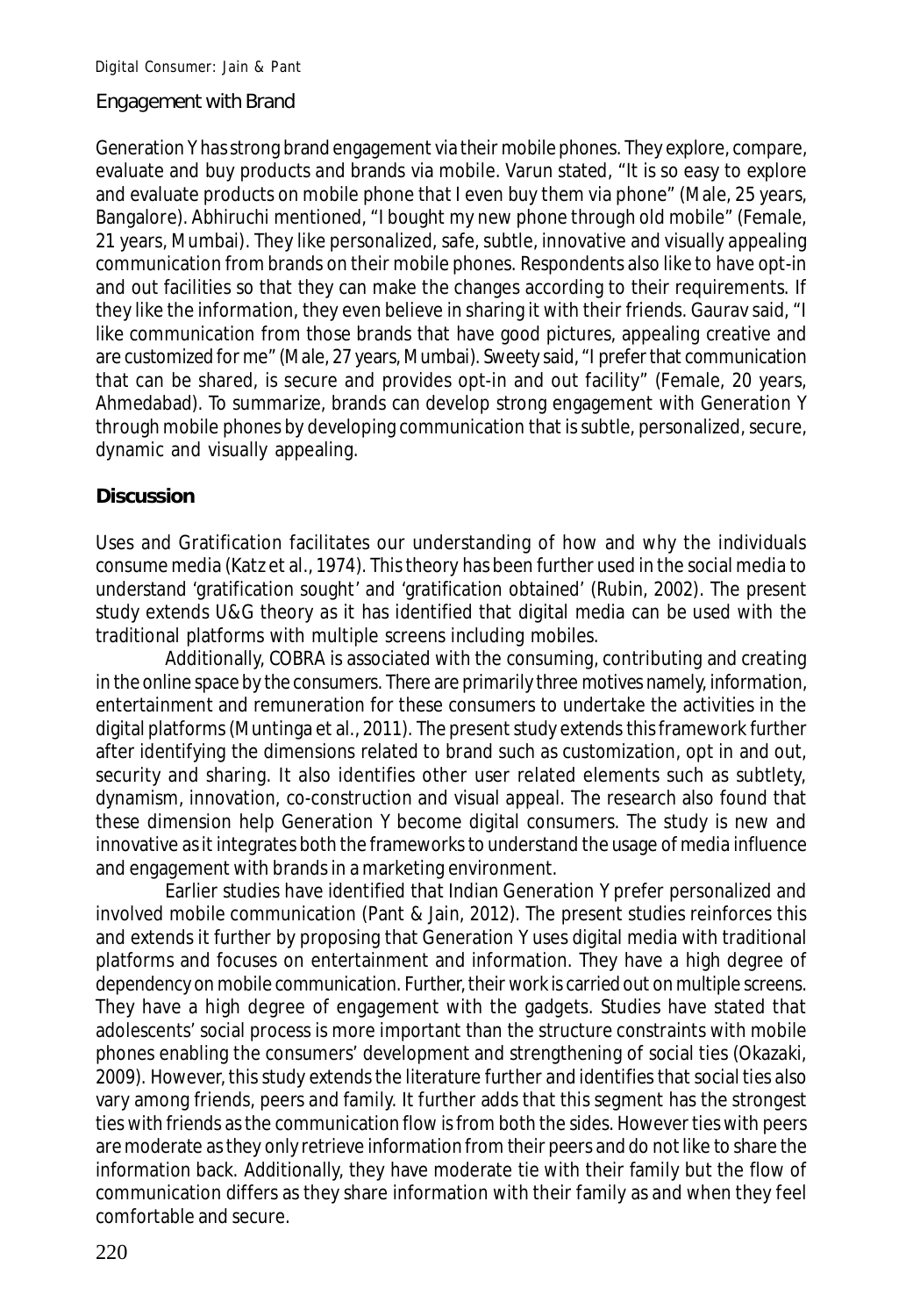### Engagement with Brand

Generation Y has strong brand engagement via their mobile phones. They explore, compare, evaluate and buy products and brands via mobile. Varun stated, "It is so easy to explore and evaluate products on mobile phone that I even buy them via phone" (Male, 25 years, Bangalore). Abhiruchi mentioned, "I bought my new phone through old mobile" (Female, 21 years, Mumbai). They like personalized, safe, subtle, innovative and visually appealing communication from brands on their mobile phones. Respondents also like to have opt-in and out facilities so that they can make the changes according to their requirements. If they like the information, they even believe in sharing it with their friends. Gaurav said, "I like communication from those brands that have good pictures, appealing creative and are customized for me" (Male, 27 years, Mumbai). Sweety said, "I prefer that communication that can be shared, is secure and provides opt-in and out facility" (Female, 20 years, Ahmedabad). To summarize, brands can develop strong engagement with Generation Y through mobile phones by developing communication that is subtle, personalized, secure, dynamic and visually appealing.

## Discussion

Uses and Gratification facilitates our understanding of how and why the individuals consume media (Katz et al., 1974). This theory has been further used in the social media to understand 'gratification sought' and 'gratification obtained' (Rubin, 2002). The present study extends U&G theory as it has identified that digital media can be used with the traditional platforms with multiple screens including mobiles.

Additionally, COBRA is associated with the consuming, contributing and creating in the online space by the consumers. There are primarily three motives namely, information, entertainment and remuneration for these consumers to undertake the activities in the digital platforms (Muntinga et al., 2011). The present study extends this framework further after identifying the dimensions related to brand such as customization, opt in and out, security and sharing. It also identifies other user related elements such as subtlety, dynamism, innovation, co-construction and visual appeal. The research also found that these dimension help Generation Y become digital consumers. The study is new and innovative as it integrates both the frameworks to understand the usage of media influence and engagement with brands in a marketing environment.

Earlier studies have identified that Indian Generation Y prefer personalized and involved mobile communication (Pant & Jain, 2012). The present studies reinforces this and extends it further by proposing that Generation Y uses digital media with traditional platforms and focuses on entertainment and information. They have a high degree of dependency on mobile communication. Further, their work is carried out on multiple screens. They have a high degree of engagement with the gadgets. Studies have stated that adolescents' social process is more important than the structure constraints with mobile phones enabling the consumers' development and strengthening of social ties (Okazaki, 2009). However, this study extends the literature further and identifies that social ties also vary among friends, peers and family. It further adds that this segment has the strongest ties with friends as the communication flow is from both the sides. However ties with peers are moderate as they only retrieve information from their peers and do not like to share the information back. Additionally, they have moderate tie with their family but the flow of communication differs as they share information with their family as and when they feel comfortable and secure.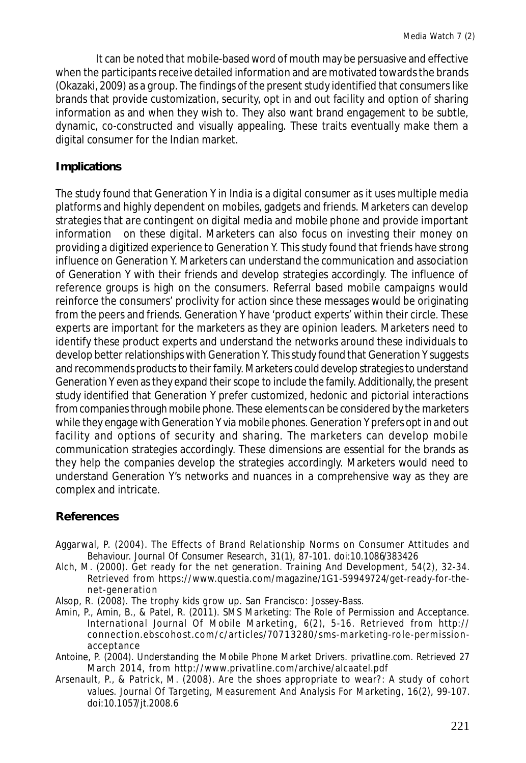It can be noted that mobile-based word of mouth may be persuasive and effective when the participants receive detailed information and are motivated towards the brands (Okazaki, 2009) as a group. The findings of the present study identified that consumers like brands that provide customization, security, opt in and out facility and option of sharing information as and when they wish to. They also want brand engagement to be subtle, dynamic, co-constructed and visually appealing. These traits eventually make them a digital consumer for the Indian market.

## Implications

The study found that Generation Y in India is a digital consumer as it uses multiple media platforms and highly dependent on mobiles, gadgets and friends. Marketers can develop strategies that are contingent on digital media and mobile phone and provide important information on these digital. Marketers can also focus on investing their money on providing a digitized experience to Generation Y. This study found that friends have strong influence on Generation Y. Marketers can understand the communication and association of Generation Y with their friends and develop strategies accordingly. The influence of reference groups is high on the consumers. Referral based mobile campaigns would reinforce the consumers' proclivity for action since these messages would be originating from the peers and friends. Generation Y have 'product experts' within their circle. These experts are important for the marketers as they are opinion leaders. Marketers need to identify these product experts and understand the networks around these individuals to develop better relationships with Generation Y. This study found that Generation Y suggests and recommends products to their family. Marketers could develop strategies to understand Generation Y even as they expand their scope to include the family. Additionally, the present study identified that Generation Y prefer customized, hedonic and pictorial interactions from companies through mobile phone. These elements can be considered by the marketers while they engage with Generation Y via mobile phones. Generation Y prefers opt in and out facility and options of security and sharing. The marketers can develop mobile communication strategies accordingly. These dimensions are essential for the brands as they help the companies develop the strategies accordingly. Marketers would need to understand Generation Y's networks and nuances in a comprehensive way as they are complex and intricate.

## References

Aggarwal, P. (2004). The Effects of Brand Relationship Norms on Consumer Attitudes and Behaviour. *Journal Of Consumer Research*, 31(1), 87-101. doi:10.1086/383426

Alch, M. (2000). Get ready for the net generation. *Training And Development*, 54(2), 32-34. Retrieved from https://www.questia.com/magazine/1G1-59949724/get-ready-for-the-net-generation

Alsop, R. (2008). *The trophy kids grow up*. San Francisco: Jossey-Bass.

Amin, P., Amin, B., & Patel, R. (2011). SMS Marketing: The Role of Permission and Acceptance. *International Journal Of Mobile Marketing*, 6(2), 5-16. Retrieved from http://connection.ebscohost.com/c/articles/70713280/sms-marketing-role-permission-acceptance

Antoine, P. (2004). Understanding the Mobile Phone Market Drivers. *privatline.com*. Retrieved 27 March 2014, from http://www.privatline.com/archive/alcaatel.pdf

Arsenault, P., & Patrick, M. (2008). Are the shoes appropriate to wear?: A study of cohort values. *Journal Of Targeting, Measurement And Analysis For Marketing*, 16(2), 99-107. doi:10.1057/jt.2008.6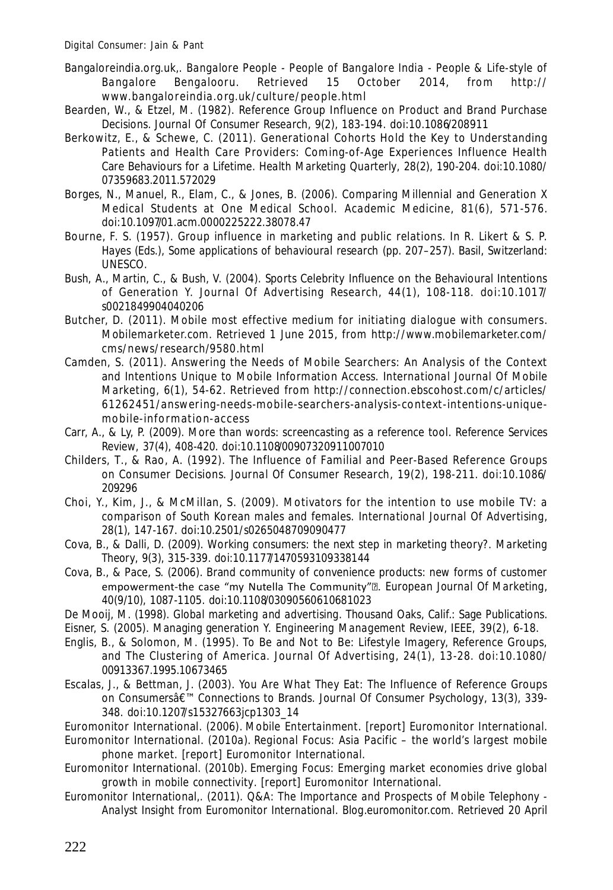Bangaloreindia.org.uk,. Bangalore People - People of Bangalore India - People & Life-style of Bangalore Bengalooru. Retrieved 15 October 2014, from http://www.bangaloreindia.org.uk/culture/people.html

Bearden, W., & Etzel, M. (1982). Reference Group Influence on Product and Brand Purchase Decisions. Journal Of Consumer Research, 9(2), 183-194. doi:10.1086/208911

Berkowitz, E., & Schewe, C. (2011). Generational Cohorts Hold the Key to Understanding Patients and Health Care Providers: Coming-of-Age Experiences Influence Health Care Behaviours for a Lifetime. Health Marketing Quarterly, 28(2), 190-204. doi:10.1080/07359683.2011.572029

Borges, N., Manuel, R., Elam, C., & Jones, B. (2006). Comparing Millennial and Generation X Medical Students at One Medical School. Academic Medicine, 81(6), 571-576. doi:10.1097/01.acm.0000225222.38078.47

Bourne, F. S. (1957). Group influence in marketing and public relations. In R. Likert & S. P. Hayes (Eds.), Some applications of behavioural research (pp. 207–257). Basil, Switzerland: UNESCO.

Bush, A., Martin, C., & Bush, V. (2004). Sports Celebrity Influence on the Behavioural Intentions of Generation Y. Journal Of Advertising Research, 44(1), 108-118. doi:10.1017/s0021849904040206

Butcher, D. (2011). Mobile most effective medium for initiating dialogue with consumers. Mobilemarketer.com. Retrieved 1 June 2015, from http://www.mobilemarketer.com/cms/news/research/9580.html

Camden, S. (2011). Answering the Needs of Mobile Searchers: An Analysis of the Context and Intentions Unique to Mobile Information Access. International Journal Of Mobile Marketing, 6(1), 54-62. Retrieved from http://connection.ebscohost.com/c/articles/61262451/answering-needs-mobile-searchers-analysis-context-intentions-unique-mobile-information-access

Carr, A., & Ly, P. (2009). More than words: screencasting as a reference tool. Reference Services Review, 37(4), 408-420. doi:10.1108/00907320911007010

Childers, T., & Rao, A. (1992). The Influence of Familial and Peer-Based Reference Groups on Consumer Decisions. Journal Of Consumer Research, 19(2), 198-211. doi:10.1086/209296

Choi, Y., Kim, J., & McMillan, S. (2009). Motivators for the intention to use mobile TV: a comparison of South Korean males and females. International Journal Of Advertising, 28(1), 147-167. doi:10.2501/s0265048709090477

Cova, B., & Dalli, D. (2009). Working consumers: the next step in marketing theory?. Marketing Theory, 9(3), 315-339. doi:10.1177/1470593109338144

Cova, B., & Pace, S. (2006). Brand community of convenience products: new forms of customer empowerment-the case "my Nutella The Community"�. European Journal Of Marketing, 40(9/10), 1087-1105. doi:10.1108/03090560610681023

De Mooij, M. (1998). Global marketing and advertising. Thousand Oaks, Calif.: Sage Publications.

Eisner, S. (2005). Managing generation Y. Engineering Management Review, IEEE, 39(2), 6-18.

Englis, B., & Solomon, M. (1995). To Be and Not to Be: Lifestyle Imagery, Reference Groups, and The Clustering of America. Journal Of Advertising, 24(1), 13-28. doi:10.1080/00913367.1995.10673465

Escalas, J., & Bettman, J. (2003). You Are What They Eat: The Influence of Reference Groups on Consumersâ€™ Connections to Brands. Journal Of Consumer Psychology, 13(3), 339-348. doi:10.1207/s15327663jcp1303_14

Euromonitor International. (2006). Mobile Entertainment. [report] Euromonitor International.

Euromonitor International. (2010a). Regional Focus: Asia Pacific – the world's largest mobile phone market. [report] Euromonitor International.

Euromonitor International. (2010b). Emerging Focus: Emerging market economies drive global growth in mobile connectivity. [report] Euromonitor International.

Euromonitor International,. (2011). Q&A: The Importance and Prospects of Mobile Telephony - Analyst Insight from Euromonitor International. Blog.euromonitor.com. Retrieved 20 April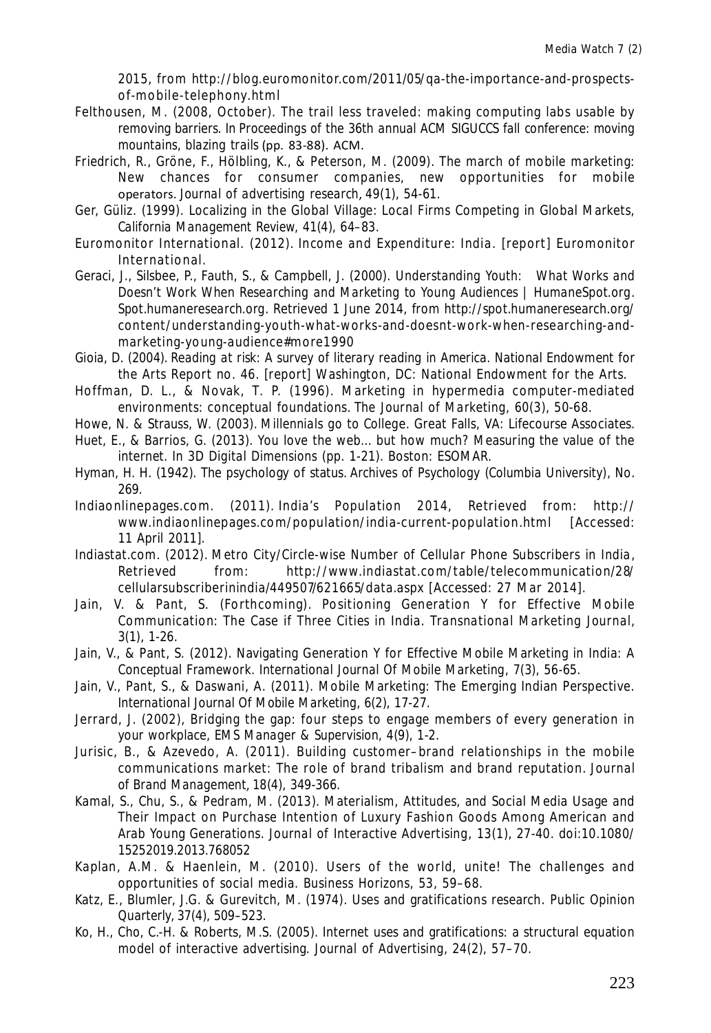2015, from http://blog.euromonitor.com/2011/05/qa-the-importance-and-prospects-of-mobile-telephony.html

Felthousen, M. (2008, October). The trail less traveled: making computing labs usable by removing barriers. In *Proceedings of the 36th annual ACM SIGUCCS fall conference: moving mountains, blazing trails* (pp. 83-88). ACM.

Friedrich, R., Gröne, F., Hölbling, K., & Peterson, M. (2009). The march of mobile marketing: New chances for consumer companies, new opportunities for mobile operators. *Journal of advertising research*, 49(1), 54-61.

Ger, Güliz. (1999). Localizing in the Global Village: Local Firms Competing in Global Markets, *California Management Review*, 41(4), 64–83.

Euromonitor International. (2012). Income and Expenditure: India. [report] Euromonitor International.

Geraci, J., Silsbee, P., Fauth, S., & Campbell, J. (2000). Understanding Youth: What Works and Doesn't Work When Researching and Marketing to Young Audiences | HumaneSpot.org. *Spot.humaneresearch.org*. Retrieved 1 June 2014, from http://spot.humaneresearch.org/content/understanding-youth-what-works-and-doesnt-work-when-researching-and-marketing-young-audience#more1990

Gioia, D. (2004). Reading at risk: A survey of literary reading in America. National Endowment for the Arts Report no. 46. [report] Washington, DC: National Endowment for the Arts.

Hoffman, D. L., & Novak, T. P. (1996). Marketing in hypermedia computer-mediated environments: conceptual foundations. *The Journal of Marketing*, 60(3), 50-68.

Howe, N. & Strauss, W. (2003). *Millennials go to College*. Great Falls, VA: Lifecourse Associates.

Huet, E., & Barrios, G. (2013). You love the web... but how much? Measuring the value of the internet. In *3D Digital Dimensions* (pp. 1-21). Boston: ESOMAR.

Hyman, H. H. (1942). The psychology of status. *Archives of Psychology* (Columbia University), No. 269.

Indiaonlinepages.com. (2011). India's Population 2014, Retrieved from: http://www.indiaonlinepages.com/population/india-current-population.html [Accessed: 11 April 2011].

Indiastat.com. (2012). Metro City/Circle-wise Number of Cellular Phone Subscribers in India, Retrieved from: http://www.indiastat.com/table/telecommunication/28/cellularsubscriberinindia/449507/621665/data.aspx [Accessed: 27 Mar 2014].

Jain, V. & Pant, S. (Forthcoming). Positioning Generation Y for Effective Mobile Communication: The Case if Three Cities in India. *Transnational Marketing Journal*, 3(1), 1-26.

Jain, V., & Pant, S. (2012). Navigating Generation Y for Effective Mobile Marketing in India: A Conceptual Framework. *International Journal Of Mobile Marketing*, 7(3), 56-65.

Jain, V., Pant, S., & Daswani, A. (2011). Mobile Marketing: The Emerging Indian Perspective. *International Journal Of Mobile Marketing*, 6(2), 17-27.

Jerrard, J. (2002), Bridging the gap: four steps to engage members of every generation in your workplace, *EMS Manager & Supervision*, 4(9), 1-2.

Jurisic, B., & Azevedo, A. (2011). Building customer–brand relationships in the mobile communications market: The role of brand tribalism and brand reputation. *Journal of Brand Management*, 18(4), 349-366.

Kamal, S., Chu, S., & Pedram, M. (2013). Materialism, Attitudes, and Social Media Usage and Their Impact on Purchase Intention of Luxury Fashion Goods Among American and Arab Young Generations. *Journal of Interactive Advertising*, 13(1), 27-40. doi:10.1080/15252019.2013.768052

Kaplan, A.M. & Haenlein, M. (2010). Users of the world, unite! The challenges and opportunities of social media. *Business Horizons*, 53, 59–68.

Katz, E., Blumler, J.G. & Gurevitch, M. (1974). Uses and gratifications research. *Public Opinion Quarterly*, 37(4), 509–523.

Ko, H., Cho, C.-H. & Roberts, M.S. (2005). Internet uses and gratifications: a structural equation model of interactive advertising. *Journal of Advertising*, 24(2), 57–70.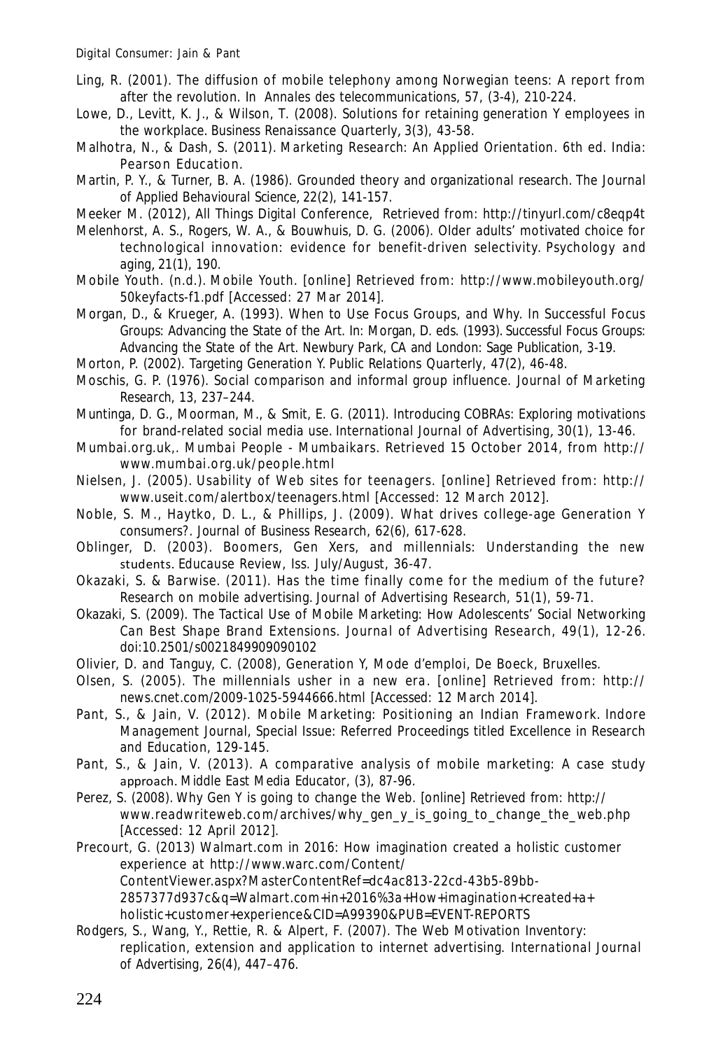Ling, R. (2001). The diffusion of mobile telephony among Norwegian teens: A report from after the revolution. In *Annales des telecommunications*, 57, (3-4), 210-224.

Lowe, D., Levitt, K. J., & Wilson, T. (2008). Solutions for retaining generation Y employees in the workplace. *Business Renaissance Quarterly*, 3(3), 43-58.

Malhotra, N., & Dash, S. (2011). *Marketing Research: An Applied Orientation*. 6th ed. India: Pearson Education.

Martin, P. Y., & Turner, B. A. (1986). Grounded theory and organizational research. *The Journal of Applied Behavioural Science*, 22(2), 141-157.

Meeker M. (2012), All Things Digital Conference, Retrieved from: http://tinyurl.com/c8eqp4t

Melenhorst, A. S., Rogers, W. A., & Bouwhuis, D. G. (2006). Older adults' motivated choice for technological innovation: evidence for benefit-driven selectivity. *Psychology and aging*, 21(1), 190.

Mobile Youth. (n.d.). Mobile Youth. [online] Retrieved from: http://www.mobileyouth.org/50keyfacts-f1.pdf [Accessed: 27 Mar 2014].

Morgan, D., & Krueger, A. (1993). When to Use Focus Groups, and Why. In Successful Focus Groups: Advancing the State of the Art. In: Morgan, D. eds. (1993). *Successful Focus Groups: Advancing the State of the Art*. Newbury Park, CA and London: Sage Publication, 3-19.

Morton, P. (2002). Targeting Generation Y. *Public Relations Quarterly*, 47(2), 46-48.

Moschis, G. P. (1976). Social comparison and informal group influence. *Journal of Marketing Research*, 13, 237–244.

Muntinga, D. G., Moorman, M., & Smit, E. G. (2011). Introducing COBRAs: Exploring motivations for brand-related social media use. *International Journal of Advertising*, 30(1), 13-46.

Mumbai.org.uk,. Mumbai People - Mumbaikars. Retrieved 15 October 2014, from http://www.mumbai.org.uk/people.html

Nielsen, J. (2005). Usability of Web sites for teenagers. [online] Retrieved from: http://www.useit.com/alertbox/teenagers.html [Accessed: 12 March 2012].

Noble, S. M., Haytko, D. L., & Phillips, J. (2009). What drives college-age Generation Y consumers?. *Journal of Business Research*, 62(6), 617-628.

Oblinger, D. (2003). Boomers, Gen Xers, and millennials: Understanding the new students. *Educause Review*, Iss. July/August, 36-47.

Okazaki, S. & Barwise. (2011). Has the time finally come for the medium of the future? Research on mobile advertising. *Journal of Advertising Research*, 51(1), 59-71.

Okazaki, S. (2009). The Tactical Use of Mobile Marketing: How Adolescents' Social Networking Can Best Shape Brand Extensions. *Journal of Advertising Research*, 49(1), 12-26. doi:10.2501/s0021849909090102

Olivier, D. and Tanguy, C. (2008), Generation Y, Mode d'emploi, De Boeck, Bruxelles.

Olsen, S. (2005). The millennials usher in a new era. [online] Retrieved from: http://news.cnet.com/2009-1025-5944666.html [Accessed: 12 March 2014].

Pant, S., & Jain, V. (2012). Mobile Marketing: Positioning an Indian Framework. *Indore Management Journal*, Special Issue: Referred Proceedings titled Excellence in Research and Education, 129-145.

Pant, S., & Jain, V. (2013). A comparative analysis of mobile marketing: A case study approach. *Middle East Media Educator*, (3), 87-96.

Perez, S. (2008). Why Gen Y is going to change the Web. [online] Retrieved from: http://www.readwriteweb.com/archives/why_gen_y_is_going_to_change_the_web.php [Accessed: 12 April 2012].

Precourt, G. (2013) Walmart.com in 2016: How imagination created a holistic customer experience at http://www.warc.com/Content/ContentViewer.aspx?MasterContentRef=dc4ac813-22cd-43b5-89bb-2857377d937c&q=Walmart.com+in+2016%3a+How+imagination+created+a+holistic+customer+experience&CID=A99390&PUB=EVENT-REPORTS

Rodgers, S., Wang, Y., Rettie, R. & Alpert, F. (2007). The Web Motivation Inventory: replication, extension and application to internet advertising. *International Journal of Advertising*, 26(4), 447–476.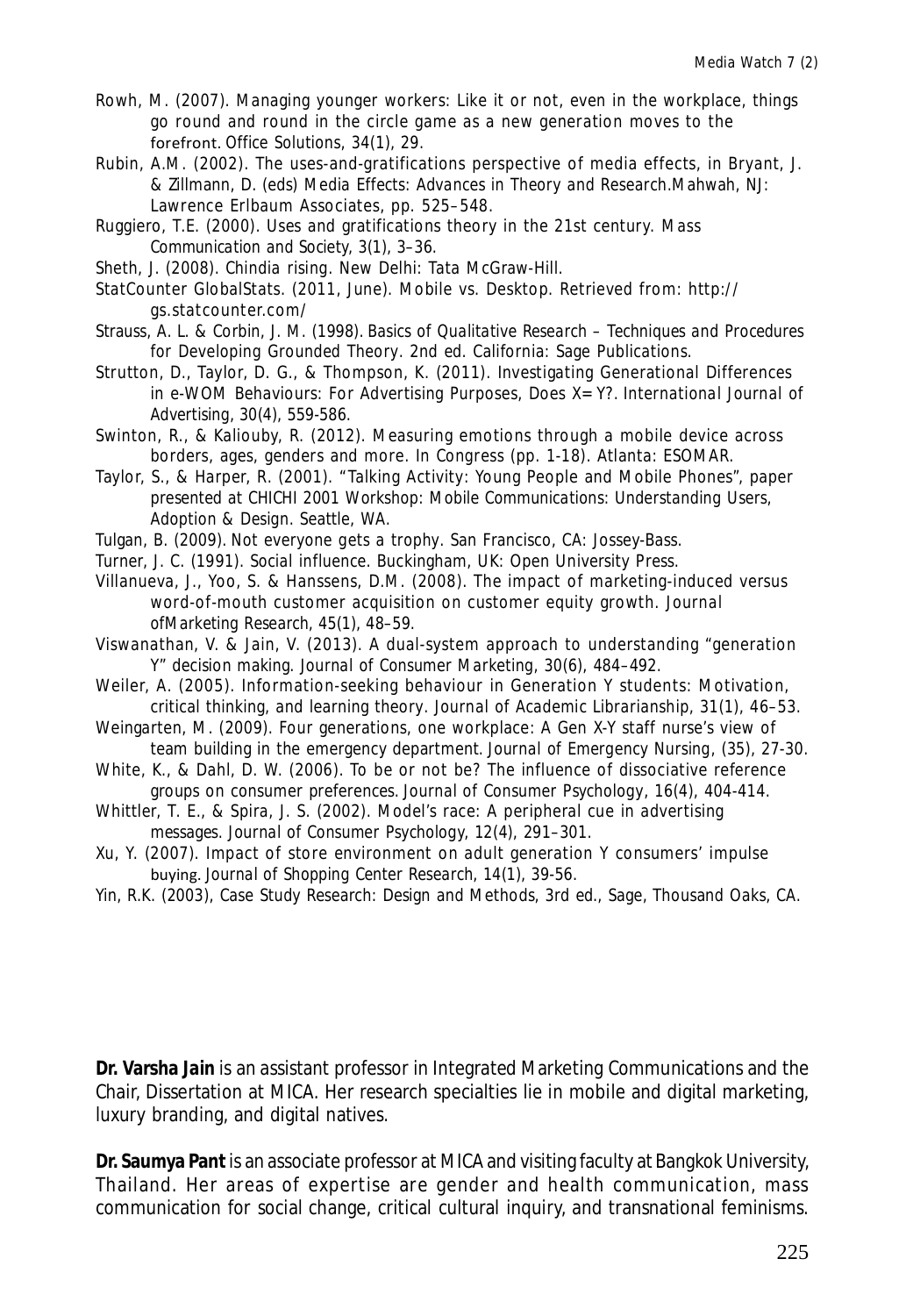Rowh, M. (2007). Managing younger workers: Like it or not, even in the workplace, things go round and round in the circle game as a new generation moves to the forefront. *Office Solutions*, 34(1), 29.

Rubin, A.M. (2002). The uses-and-gratifications perspective of media effects, in Bryant, J. & Zillmann, D. (eds) *Media Effects: Advances in Theory and Research*.Mahwah, NJ: Lawrence Erlbaum Associates, pp. 525–548.

Ruggiero, T.E. (2000). Uses and gratifications theory in the 21st century. *Mass Communication and Society*, 3(1), 3–36.

Sheth, J. (2008). *Chindia rising*. New Delhi: Tata McGraw-Hill.

StatCounter GlobalStats. (2011, June). Mobile vs. Desktop. Retrieved from: http://gs.statcounter.com/

Strauss, A. L. & Corbin, J. M. (1998). *Basics of Qualitative Research – Techniques and Procedures for Developing Grounded Theory*. 2nd ed. California: Sage Publications.

Strutton, D., Taylor, D. G., & Thompson, K. (2011). Investigating Generational Differences in e-WOM Behaviours: For Advertising Purposes, Does X=Y?. *International Journal of Advertising*, 30(4), 559-586.

Swinton, R., & Kaliouby, R. (2012). Measuring emotions through a mobile device across borders, ages, genders and more. In Congress (pp. 1-18). Atlanta: ESOMAR.

Taylor, S., & Harper, R. (2001). "Talking Activity: Young People and Mobile Phones", paper presented at CHICHI 2001 Workshop: Mobile Communications: Understanding Users, Adoption & Design. Seattle, WA.

Tulgan, B. (2009). *Not everyone gets a trophy*. San Francisco, CA: Jossey-Bass.

Turner, J. C. (1991). *Social influence*. Buckingham, UK: Open University Press.

Villanueva, J., Yoo, S. & Hanssens, D.M. (2008). The impact of marketing-induced versus word-of-mouth customer acquisition on customer equity growth. *Journal ofMarketing Research*, 45(1), 48–59.

Viswanathan, V. & Jain, V. (2013). A dual-system approach to understanding "generation Y" decision making. *Journal of Consumer Marketing*, 30(6), 484–492.

Weiler, A. (2005). Information-seeking behaviour in Generation Y students: Motivation, critical thinking, and learning theory. *Journal of Academic Librarianship*, 31(1), 46–53.

Weingarten, M. (2009). Four generations, one workplace: A Gen X-Y staff nurse's view of team building in the emergency department. *Journal of Emergency Nursing*, (35), 27-30.

White, K., & Dahl, D. W. (2006). To be or not be? The influence of dissociative reference groups on consumer preferences. *Journal of Consumer Psychology*, 16(4), 404-414.

Whittler, T. E., & Spira, J. S. (2002). Model's race: A peripheral cue in advertising messages. *Journal of Consumer Psychology*, 12(4), 291–301.

Xu, Y. (2007). Impact of store environment on adult generation Y consumers' impulse buying. *Journal of Shopping Center Research*, 14(1), 39-56.

Yin, R.K. (2003), Case Study Research: Design and Methods, 3rd ed., Sage, Thousand Oaks, CA.

**Dr. Varsha Jain** is an assistant professor in Integrated Marketing Communications and the Chair, Dissertation at MICA. Her research specialties lie in mobile and digital marketing, luxury branding, and digital natives.

**Dr. Saumya Pant** is an associate professor at MICA and visiting faculty at Bangkok University, Thailand. Her areas of expertise are gender and health communication, mass communication for social change, critical cultural inquiry, and transnational feminisms.